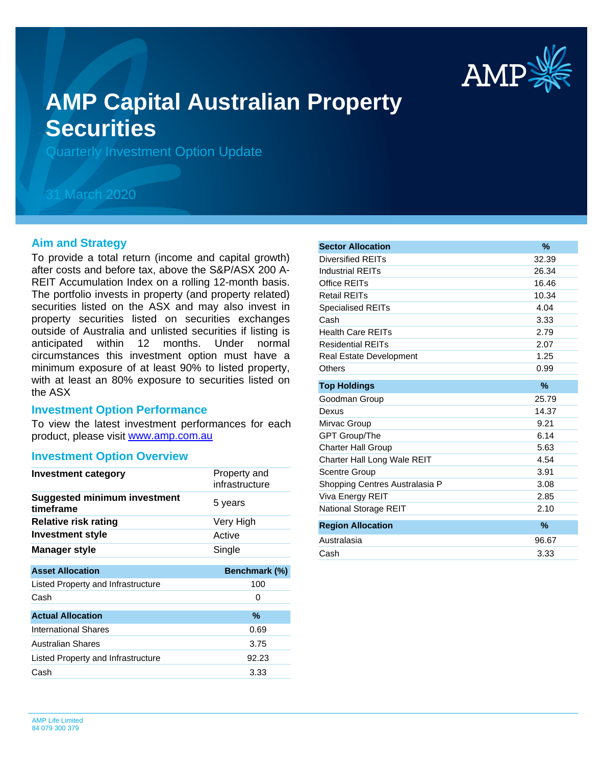# AMP Capital Australian Property Securities

Quarterly Investment Option Update

31 March 2020

## Aim and Strategy

To provide a total return (income and capital growth) after costs and before tax, above the S&P/ASX 200 A-REIT Accumulation Index on a rolling 12-month basis. The portfolio invests in property (and property related) securities listed on the ASX and may also invest in property securities listed on securities exchanges outside of Australia and unlisted securities if listing is anticipated within 12 months. Under normal circumstances this investment option must have a minimum exposure of at least 90% to listed property, with at least an 80% exposure to securities listed on the ASX

## Investment Option Performance

To view the latest investment performances for each product, please visit [www.amp.com.au](http://www.amp.com.au)

## Investment Option Overview

| | |
|---|---|
| **Investment category** | Property and infrastructure |
| **Suggested minimum investment timeframe** | 5 years |
| **Relative risk rating** | Very High |
| **Investment style** | Active |
| **Manager style** | Single |

| Asset Allocation | Benchmark (%) |
|---|---|
| Listed Property and Infrastructure | 100 |
| Cash | 0 |

| Actual Allocation | % |
|---|---|
| International Shares | 0.69 |
| Australian Shares | 3.75 |
| Listed Property and Infrastructure | 92.23 |
| Cash | 3.33 |

| Sector Allocation | % |
|---|---|
| Diversified REITs | 32.39 |
| Industrial REITs | 26.34 |
| Office REITs | 16.46 |
| Retail REITs | 10.34 |
| Specialised REITs | 4.04 |
| Cash | 3.33 |
| Health Care REITs | 2.79 |
| Residential REITs | 2.07 |
| Real Estate Development | 1.25 |
| Others | 0.99 |

| Top Holdings | % |
|---|---|
| Goodman Group | 25.79 |
| Dexus | 14.37 |
| Mirvac Group | 9.21 |
| GPT Group/The | 6.14 |
| Charter Hall Group | 5.63 |
| Charter Hall Long Wale REIT | 4.54 |
| Scentre Group | 3.91 |
| Shopping Centres Australasia P | 3.08 |
| Viva Energy REIT | 2.85 |
| National Storage REIT | 2.10 |

| Region Allocation | % |
|---|---|
| Australasia | 96.67 |
| Cash | 3.33 |

AMP Life Limited
84 079 300 379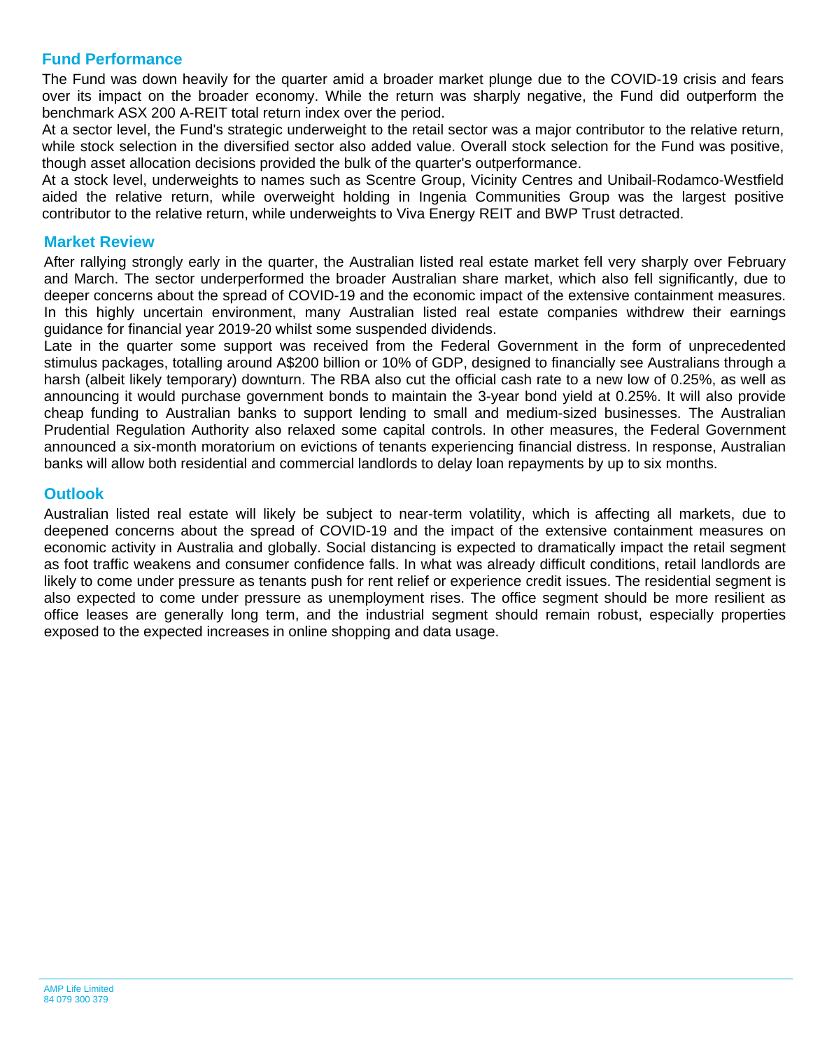## Fund Performance

The Fund was down heavily for the quarter amid a broader market plunge due to the COVID-19 crisis and fears over its impact on the broader economy. While the return was sharply negative, the Fund did outperform the benchmark ASX 200 A-REIT total return index over the period.

At a sector level, the Fund's strategic underweight to the retail sector was a major contributor to the relative return, while stock selection in the diversified sector also added value. Overall stock selection for the Fund was positive, though asset allocation decisions provided the bulk of the quarter's outperformance.

At a stock level, underweights to names such as Scentre Group, Vicinity Centres and Unibail-Rodamco-Westfield aided the relative return, while overweight holding in Ingenia Communities Group was the largest positive contributor to the relative return, while underweights to Viva Energy REIT and BWP Trust detracted.

## Market Review

After rallying strongly early in the quarter, the Australian listed real estate market fell very sharply over February and March. The sector underperformed the broader Australian share market, which also fell significantly, due to deeper concerns about the spread of COVID-19 and the economic impact of the extensive containment measures. In this highly uncertain environment, many Australian listed real estate companies withdrew their earnings guidance for financial year 2019-20 whilst some suspended dividends.

Late in the quarter some support was received from the Federal Government in the form of unprecedented stimulus packages, totalling around A$200 billion or 10% of GDP, designed to financially see Australians through a harsh (albeit likely temporary) downturn. The RBA also cut the official cash rate to a new low of 0.25%, as well as announcing it would purchase government bonds to maintain the 3-year bond yield at 0.25%. It will also provide cheap funding to Australian banks to support lending to small and medium-sized businesses. The Australian Prudential Regulation Authority also relaxed some capital controls. In other measures, the Federal Government announced a six-month moratorium on evictions of tenants experiencing financial distress. In response, Australian banks will allow both residential and commercial landlords to delay loan repayments by up to six months.

## Outlook

Australian listed real estate will likely be subject to near-term volatility, which is affecting all markets, due to deepened concerns about the spread of COVID-19 and the impact of the extensive containment measures on economic activity in Australia and globally. Social distancing is expected to dramatically impact the retail segment as foot traffic weakens and consumer confidence falls. In what was already difficult conditions, retail landlords are likely to come under pressure as tenants push for rent relief or experience credit issues. The residential segment is also expected to come under pressure as unemployment rises. The office segment should be more resilient as office leases are generally long term, and the industrial segment should remain robust, especially properties exposed to the expected increases in online shopping and data usage.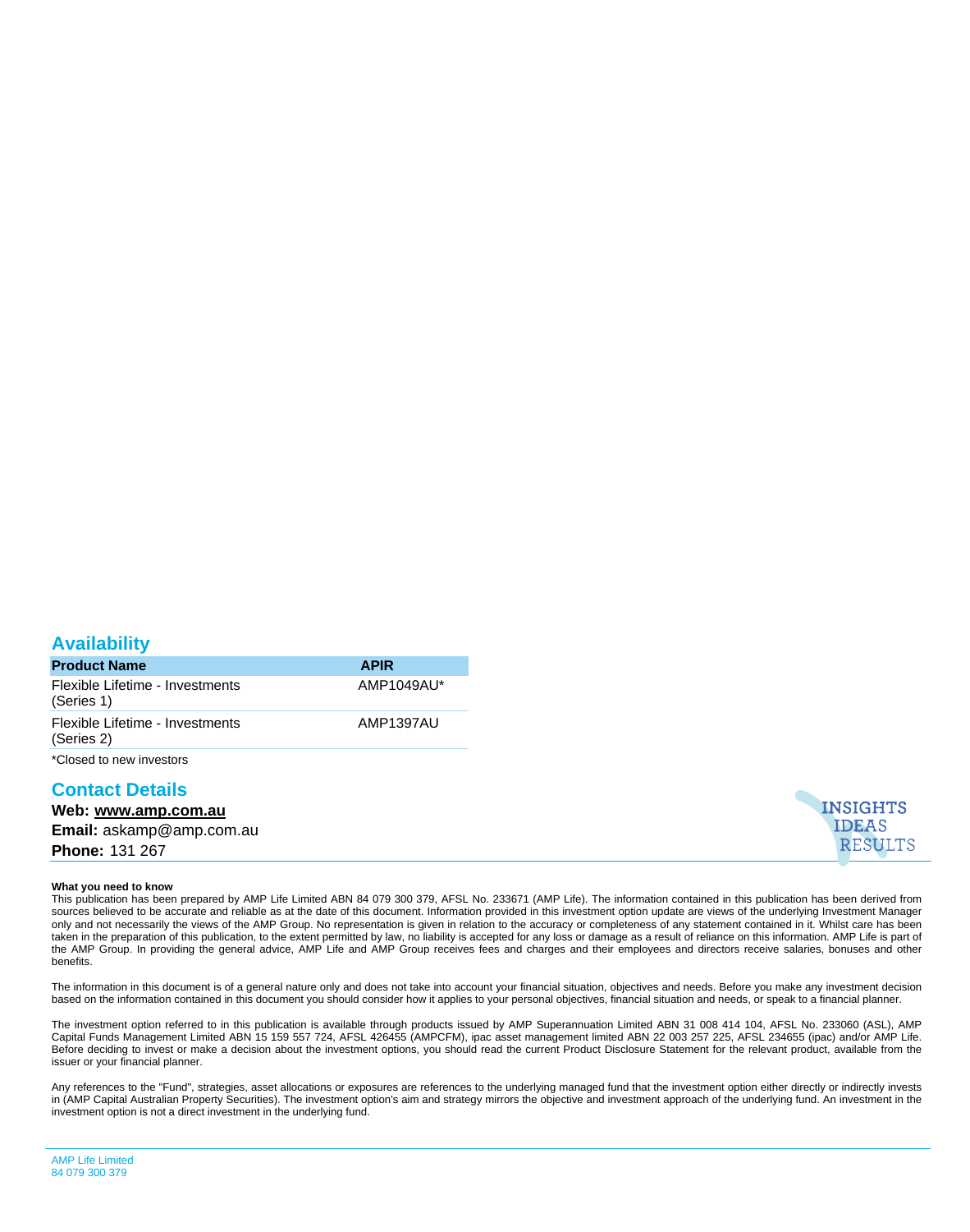## Availability

| Product Name | APIR |
|---|---|
| Flexible Lifetime - Investments (Series 1) | AMP1049AU* |
| Flexible Lifetime - Investments (Series 2) | AMP1397AU |

*Closed to new investors

## Contact Details

**Web:** **www.amp.com.au**
**Email:** askamp@amp.com.au
**Phone:** 131 267

INSIGHTS
IDEAS
RESULTS

**What you need to know**
This publication has been prepared by AMP Life Limited ABN 84 079 300 379, AFSL No. 233671 (AMP Life). The information contained in this publication has been derived from sources believed to be accurate and reliable as at the date of this document. Information provided in this investment option update are views of the underlying Investment Manager only and not necessarily the views of the AMP Group. No representation is given in relation to the accuracy or completeness of any statement contained in it. Whilst care has been taken in the preparation of this publication, to the extent permitted by law, no liability is accepted for any loss or damage as a result of reliance on this information. AMP Life is part of the AMP Group. In providing the general advice, AMP Life and AMP Group receives fees and charges and their employees and directors receive salaries, bonuses and other benefits.

The information in this document is of a general nature only and does not take into account your financial situation, objectives and needs. Before you make any investment decision based on the information contained in this document you should consider how it applies to your personal objectives, financial situation and needs, or speak to a financial planner.

The investment option referred to in this publication is available through products issued by AMP Superannuation Limited ABN 31 008 414 104, AFSL No. 233060 (ASL), AMP Capital Funds Management Limited ABN 15 159 557 724, AFSL 426455 (AMPCFM), ipac asset management limited ABN 22 003 257 225, AFSL 234655 (ipac) and/or AMP Life. Before deciding to invest or make a decision about the investment options, you should read the current Product Disclosure Statement for the relevant product, available from the issuer or your financial planner.

Any references to the "Fund", strategies, asset allocations or exposures are references to the underlying managed fund that the investment option either directly or indirectly invests in (AMP Capital Australian Property Securities). The investment option's aim and strategy mirrors the objective and investment approach of the underlying fund. An investment in the investment option is not a direct investment in the underlying fund.

AMP Life Limited
84 079 300 379